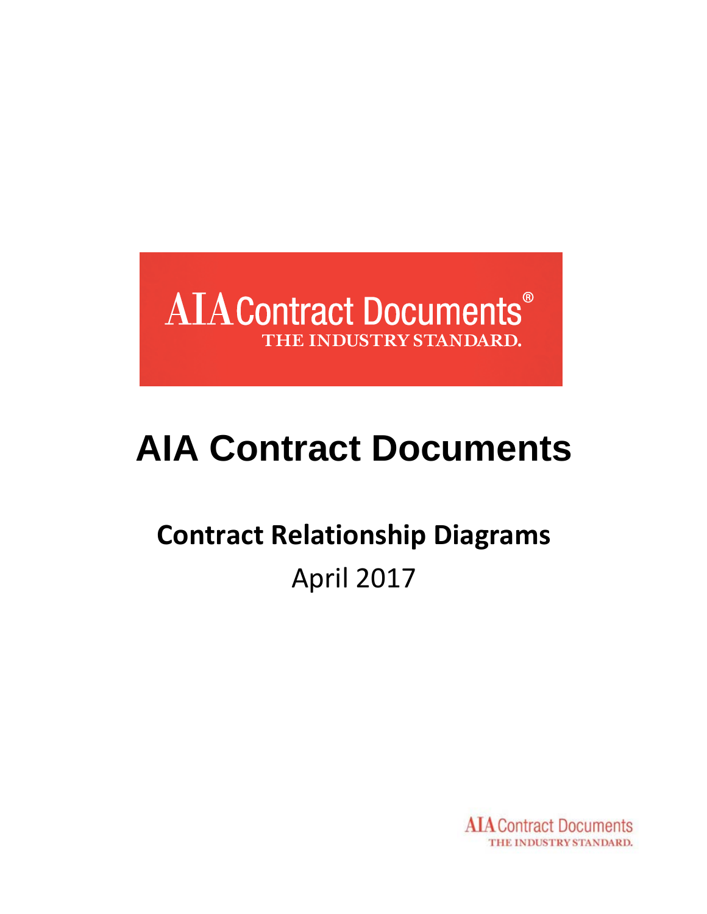AIA Contract Documents®
THE INDUSTRY STANDARD.

# AIA Contract Documents

## Contract Relationship Diagrams

April 2017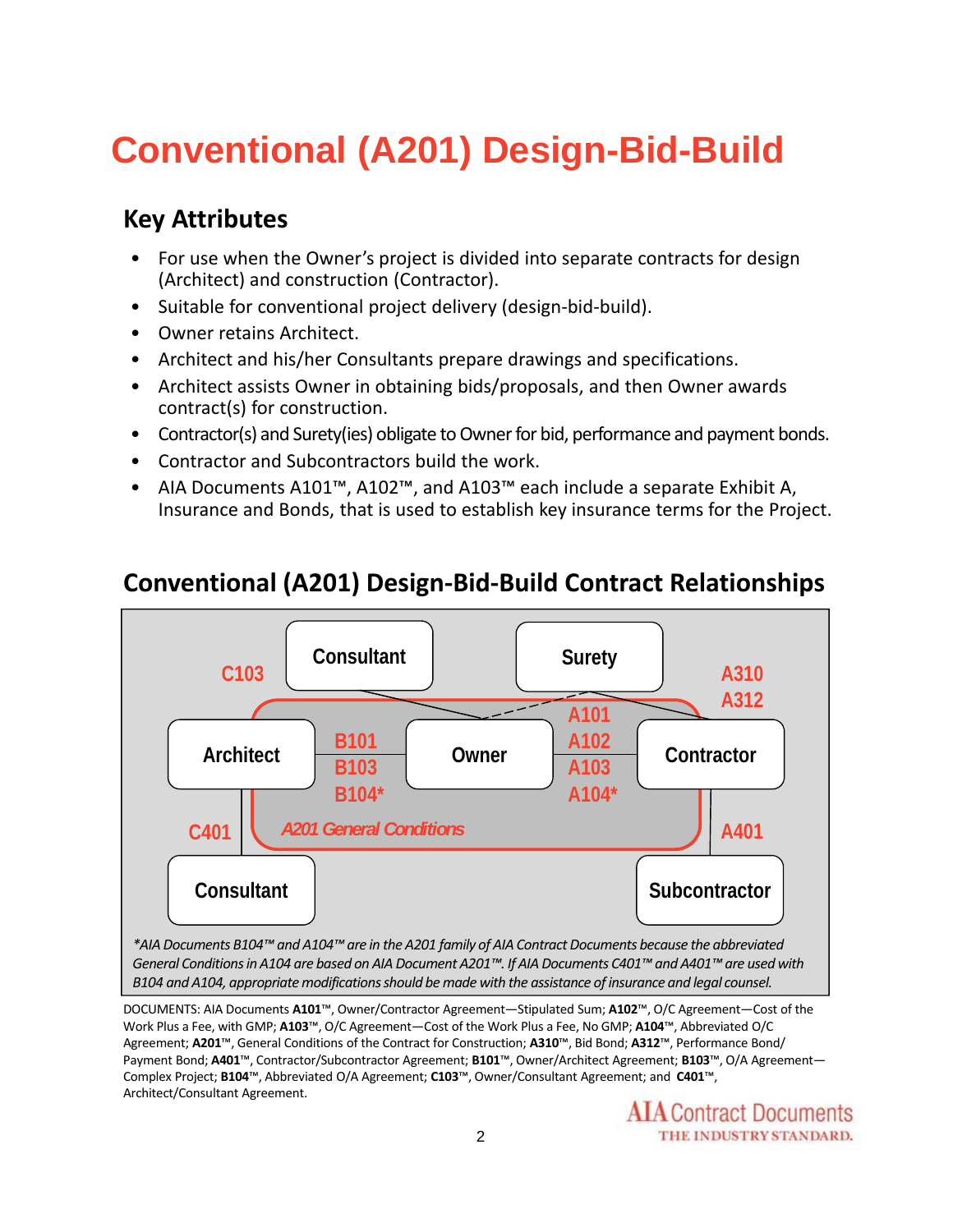# Conventional (A201) Design-Bid-Build

## Key Attributes

- For use when the Owner's project is divided into separate contracts for design (Architect) and construction (Contractor).
- Suitable for conventional project delivery (design-bid-build).
- Owner retains Architect.
- Architect and his/her Consultants prepare drawings and specifications.
- Architect assists Owner in obtaining bids/proposals, and then Owner awards contract(s) for construction.
- Contractor(s) and Surety(ies) obligate to Owner for bid, performance and payment bonds.
- Contractor and Subcontractors build the work.
- AIA Documents A101™, A102™, and A103™ each include a separate Exhibit A, Insurance and Bonds, that is used to establish key insurance terms for the Project.

## Conventional (A201) Design-Bid-Build Contract Relationships

Consultant — C103 — Owner

Surety — A310, A312 — Contractor

Architect — B101, B103, B104* — Owner

Owner — A101, A102, A103, A104* — Contractor

Architect — C401 — Consultant

Contractor — A401 — Subcontractor

*A201 General Conditions*

*\*AIA Documents B104™ and A104™ are in the A201 family of AIA Contract Documents because the abbreviated General Conditions in A104 are based on AIA Document A201™. If AIA Documents C401™ and A401™ are used with B104 and A104, appropriate modifications should be made with the assistance of insurance and legal counsel.*

DOCUMENTS: AIA Documents **A101**™, Owner/Contractor Agreement—Stipulated Sum; **A102**™, O/C Agreement—Cost of the Work Plus a Fee, with GMP; **A103**™, O/C Agreement—Cost of the Work Plus a Fee, No GMP; **A104**™, Abbreviated O/C Agreement; **A201**™, General Conditions of the Contract for Construction; **A310**™, Bid Bond; **A312**™, Performance Bond/ Payment Bond; **A401**™, Contractor/Subcontractor Agreement; **B101**™, Owner/Architect Agreement; **B103**™, O/A Agreement—Complex Project; **B104**™, Abbreviated O/A Agreement; **C103**™, Owner/Consultant Agreement; and **C401**™, Architect/Consultant Agreement.

AIA Contract Documents
THE INDUSTRY STANDARD.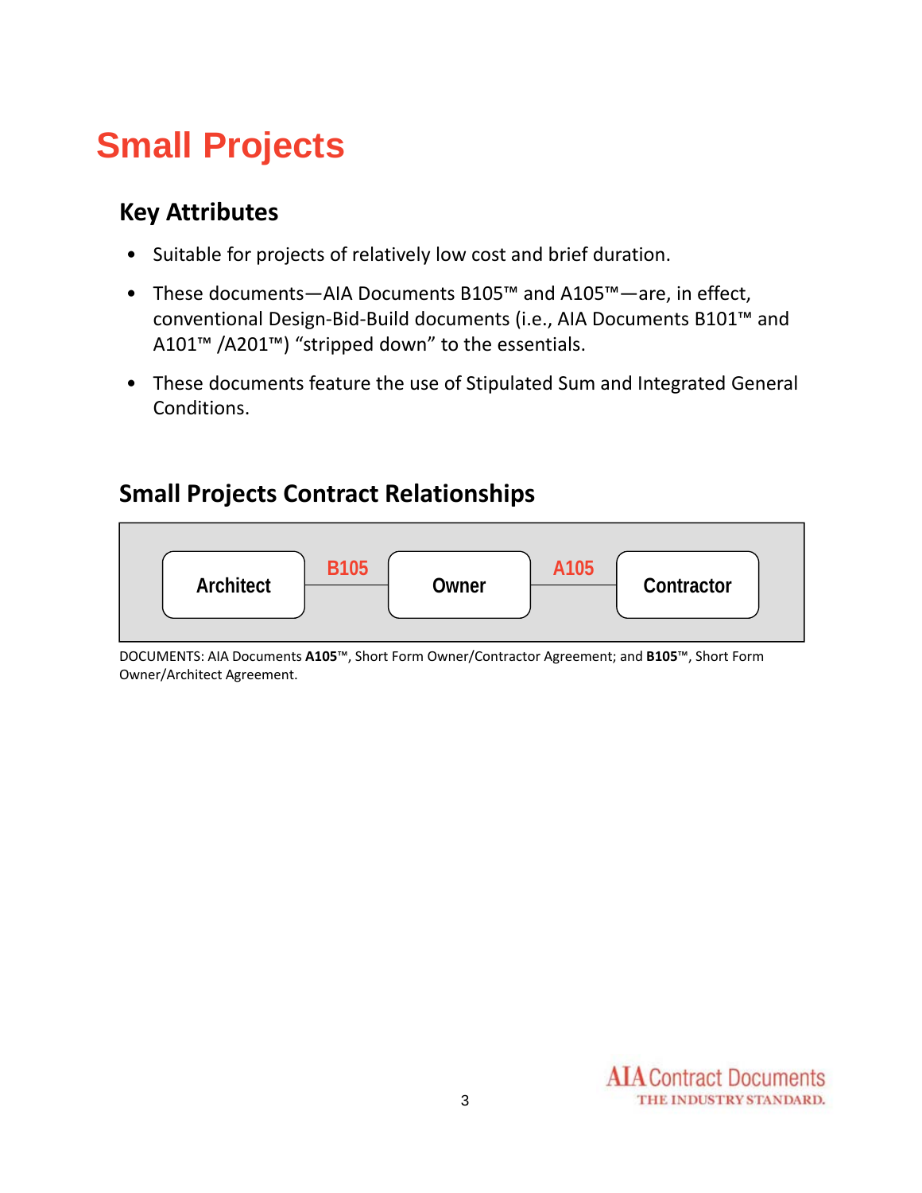# Small Projects

## Key Attributes

- Suitable for projects of relatively low cost and brief duration.
- These documents—AIA Documents B105™ and A105™—are, in effect, conventional Design-Bid-Build documents (i.e., AIA Documents B101™ and A101™ /A201™) “stripped down” to the essentials.
- These documents feature the use of Stipulated Sum and Integrated General Conditions.

## Small Projects Contract Relationships

Architect — B105 — Owner — A105 — Contractor

DOCUMENTS: AIA Documents **A105**™, Short Form Owner/Contractor Agreement; and **B105**™, Short Form Owner/Architect Agreement.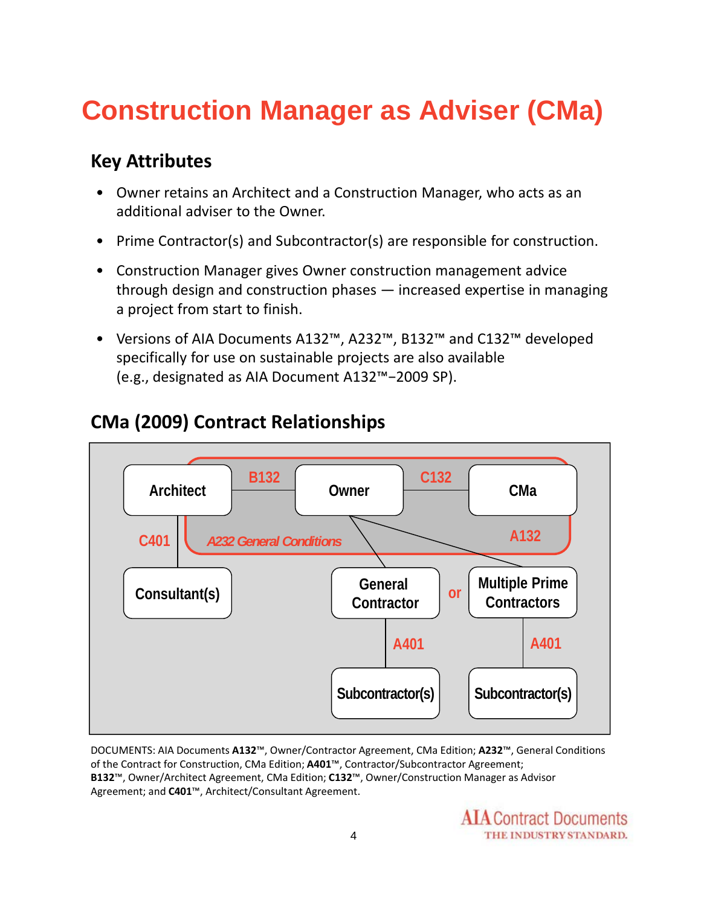# Construction Manager as Adviser (CMa)

## Key Attributes

- Owner retains an Architect and a Construction Manager, who acts as an additional adviser to the Owner.
- Prime Contractor(s) and Subcontractor(s) are responsible for construction.
- Construction Manager gives Owner construction management advice through design and construction phases — increased expertise in managing a project from start to finish.
- Versions of AIA Documents A132™, A232™, B132™ and C132™ developed specifically for use on sustainable projects are also available (e.g., designated as AIA Document A132™–2009 SP).

## CMa (2009) Contract Relationships

Architect — B132 — Owner — C132 — CMa

Architect — C401 — Consultant(s)

A232 General Conditions

Owner — A132 — General Contractor or Multiple Prime Contractors

General Contractor — A401 — Subcontractor(s)

Multiple Prime Contractors — A401 — Subcontractor(s)

DOCUMENTS: AIA Documents **A132**™, Owner/Contractor Agreement, CMa Edition; **A232**™, General Conditions of the Contract for Construction, CMa Edition; **A401**™, Contractor/Subcontractor Agreement; **B132**™, Owner/Architect Agreement, CMa Edition; **C132**™, Owner/Construction Manager as Advisor Agreement; and **C401**™, Architect/Consultant Agreement.

AIA Contract Documents
THE INDUSTRY STANDARD.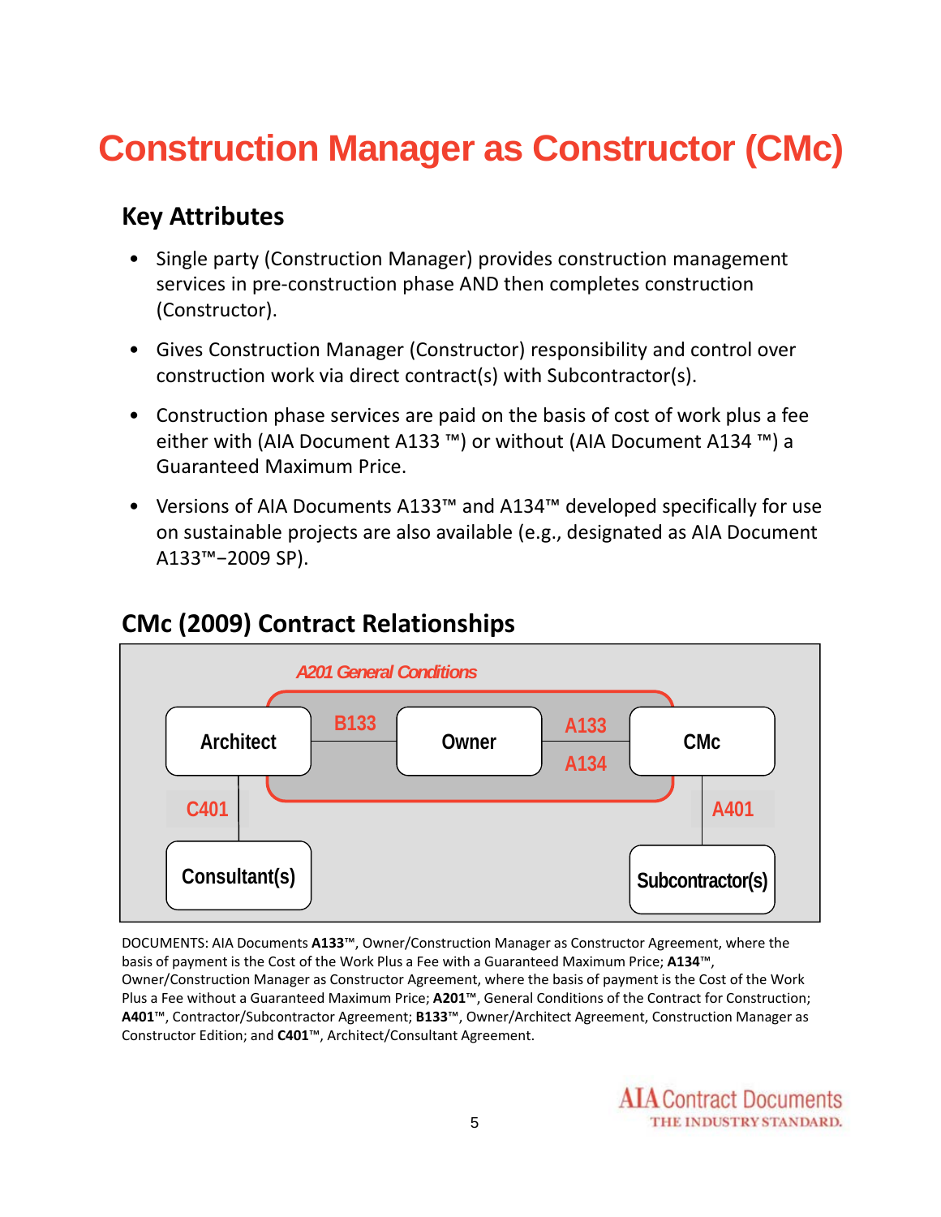# Construction Manager as Constructor (CMc)

## Key Attributes

- Single party (Construction Manager) provides construction management services in pre-construction phase AND then completes construction (Constructor).
- Gives Construction Manager (Constructor) responsibility and control over construction work via direct contract(s) with Subcontractor(s).
- Construction phase services are paid on the basis of cost of work plus a fee either with (AIA Document A133 ™) or without (AIA Document A134 ™) a Guaranteed Maximum Price.
- Versions of AIA Documents A133™ and A134™ developed specifically for use on sustainable projects are also available (e.g., designated as AIA Document A133™–2009 SP).

## CMc (2009) Contract Relationships

*A201 General Conditions*

Architect — B133 — Owner — A133 / A134 — CMc

Architect — C401 — Consultant(s)

CMc — A401 — Subcontractor(s)

DOCUMENTS: AIA Documents **A133**™, Owner/Construction Manager as Constructor Agreement, where the basis of payment is the Cost of the Work Plus a Fee with a Guaranteed Maximum Price; **A134**™, Owner/Construction Manager as Constructor Agreement, where the basis of payment is the Cost of the Work Plus a Fee without a Guaranteed Maximum Price; **A201**™, General Conditions of the Contract for Construction; **A401**™, Contractor/Subcontractor Agreement; **B133**™, Owner/Architect Agreement, Construction Manager as Constructor Edition; and **C401**™, Architect/Consultant Agreement.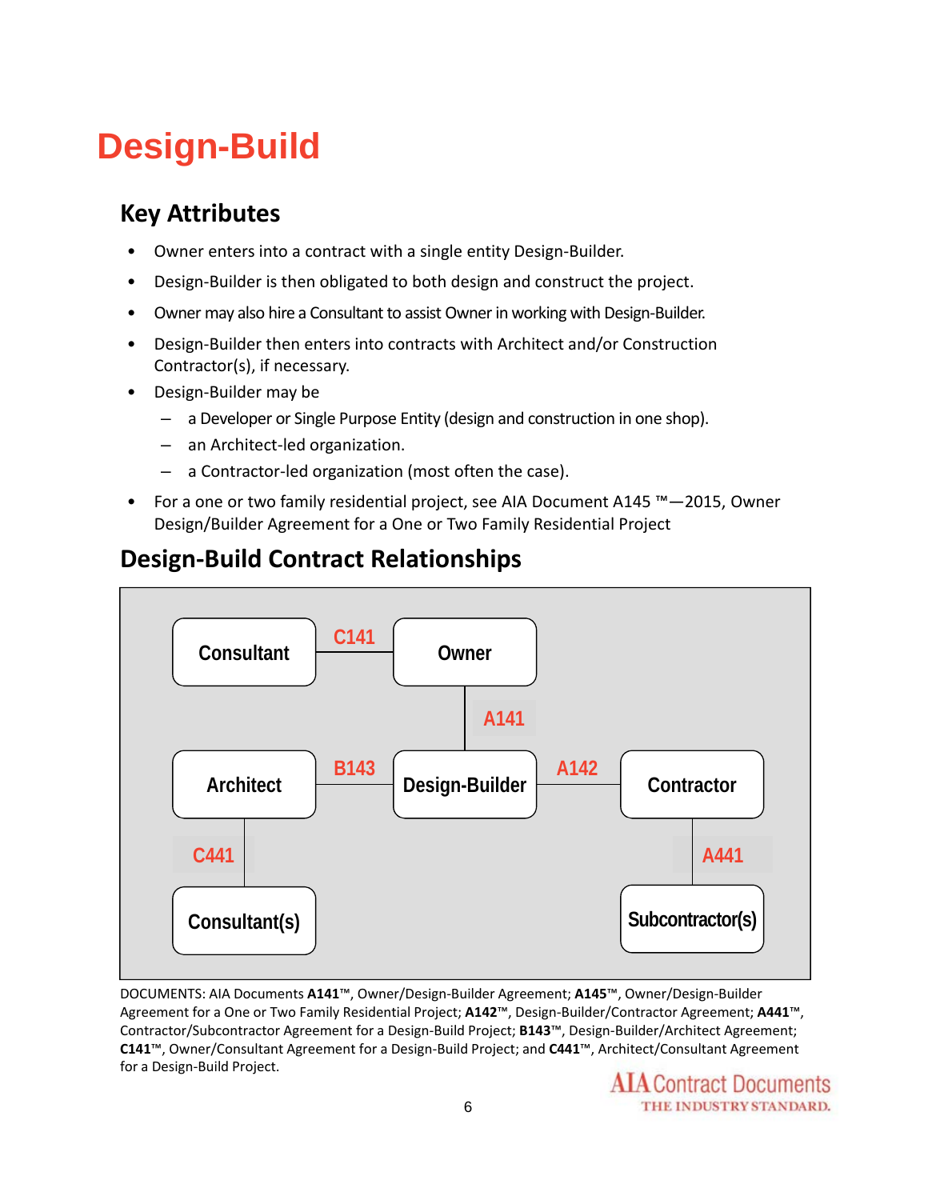# Design-Build

## Key Attributes

- Owner enters into a contract with a single entity Design-Builder.
- Design-Builder is then obligated to both design and construct the project.
- Owner may also hire a Consultant to assist Owner in working with Design-Builder.
- Design-Builder then enters into contracts with Architect and/or Construction Contractor(s), if necessary.
- Design-Builder may be
  - a Developer or Single Purpose Entity (design and construction in one shop).
  - an Architect-led organization.
  - a Contractor-led organization (most often the case).
- For a one or two family residential project, see AIA Document A145 ™—2015, Owner Design/Builder Agreement for a One or Two Family Residential Project

## Design-Build Contract Relationships

Consultant — C141 — Owner

Owner — A141 — Design-Builder

Architect — B143 — Design-Builder — A142 — Contractor

Architect — C441 — Consultant(s)

Contractor — A441 — Subcontractor(s)

DOCUMENTS: AIA Documents **A141**™, Owner/Design-Builder Agreement; **A145**™, Owner/Design-Builder Agreement for a One or Two Family Residential Project; **A142**™, Design-Builder/Contractor Agreement; **A441**™, Contractor/Subcontractor Agreement for a Design-Build Project; **B143**™, Design-Builder/Architect Agreement; **C141**™, Owner/Consultant Agreement for a Design-Build Project; and **C441**™, Architect/Consultant Agreement for a Design-Build Project.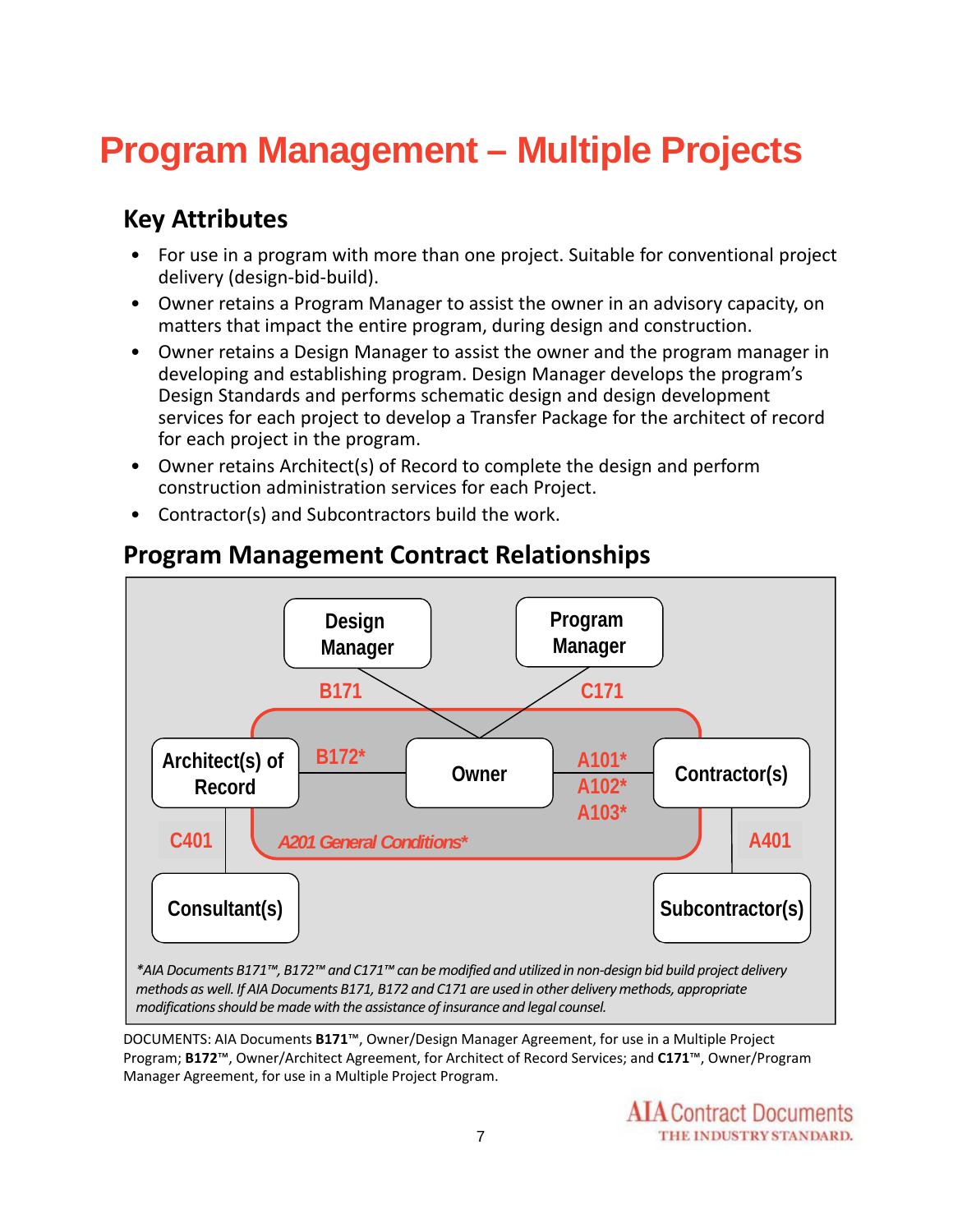# Program Management – Multiple Projects

## Key Attributes

- For use in a program with more than one project. Suitable for conventional project delivery (design-bid-build).
- Owner retains a Program Manager to assist the owner in an advisory capacity, on matters that impact the entire program, during design and construction.
- Owner retains a Design Manager to assist the owner and the program manager in developing and establishing program. Design Manager develops the program's Design Standards and performs schematic design and design development services for each project to develop a Transfer Package for the architect of record for each project in the program.
- Owner retains Architect(s) of Record to complete the design and perform construction administration services for each Project.
- Contractor(s) and Subcontractors build the work.

## Program Management Contract Relationships

Design Manager — B171 — Owner

Program Manager — C171 — Owner

Architect(s) of Record — B172* — Owner

Owner — A101* / A102* / A103* — Contractor(s)

Architect(s) of Record — C401 — Consultant(s)

Contractor(s) — A401 — Subcontractor(s)

*A201 General Conditions**

**AIA Documents B171™, B172™ and C171™ can be modified and utilized in non-design bid build project delivery methods as well. If AIA Documents B171, B172 and C171 are used in other delivery methods, appropriate modifications should be made with the assistance of insurance and legal counsel.*

DOCUMENTS: AIA Documents **B171**™, Owner/Design Manager Agreement, for use in a Multiple Project Program; **B172**™, Owner/Architect Agreement, for Architect of Record Services; and **C171**™, Owner/Program Manager Agreement, for use in a Multiple Project Program.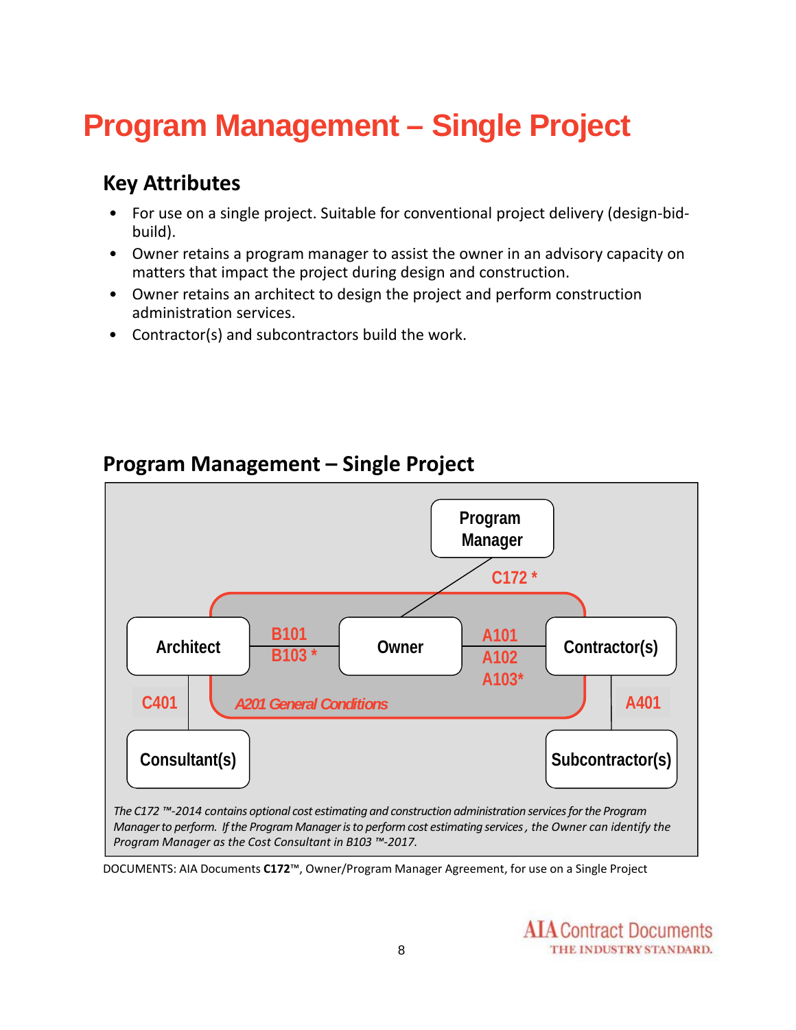# Program Management – Single Project

## Key Attributes

- For use on a single project. Suitable for conventional project delivery (design-bid-build).
- Owner retains a program manager to assist the owner in an advisory capacity on matters that impact the project during design and construction.
- Owner retains an architect to design the project and perform construction administration services.
- Contractor(s) and subcontractors build the work.

## Program Management – Single Project

Program Manager

C172 *

Architect — B101 B103 * — Owner — A101 A102 A103* — Contractor(s)

C401 — Consultant(s)

A401 — Subcontractor(s)

*A201 General Conditions*

*The C172 ™-2014 contains optional cost estimating and construction administration services for the Program Manager to perform. If the Program Manager is to perform cost estimating services, the Owner can identify the Program Manager as the Cost Consultant in B103 ™-2017.*

DOCUMENTS: AIA Documents **C172**™, Owner/Program Manager Agreement, for use on a Single Project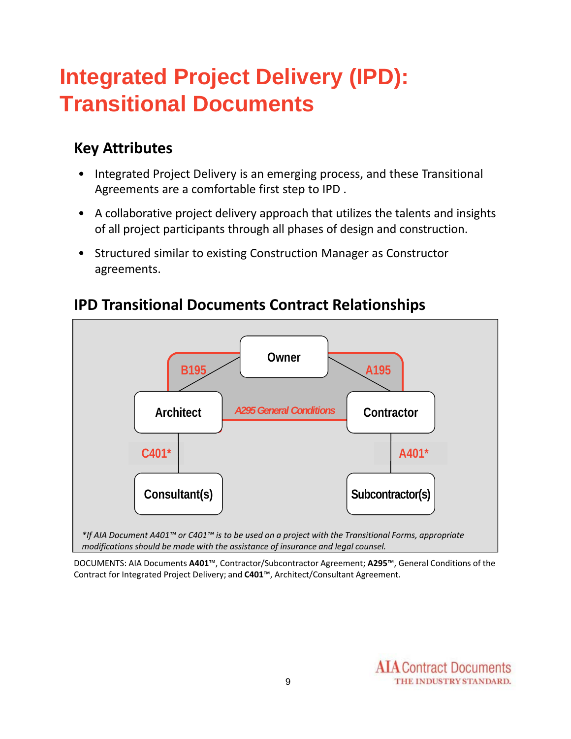# Integrated Project Delivery (IPD): Transitional Documents

## Key Attributes

- Integrated Project Delivery is an emerging process, and these Transitional Agreements are a comfortable first step to IPD .
- A collaborative project delivery approach that utilizes the talents and insights of all project participants through all phases of design and construction.
- Structured similar to existing Construction Manager as Constructor agreements.

## IPD Transitional Documents Contract Relationships

Owner

B195 A195

Architect *A295 General Conditions* Contractor

C401* A401*

Consultant(s) Subcontractor(s)

*\*If AIA Document A401™ or C401™ is to be used on a project with the Transitional Forms, appropriate modifications should be made with the assistance of insurance and legal counsel.*

DOCUMENTS: AIA Documents **A401™**, Contractor/Subcontractor Agreement; **A295™**, General Conditions of the Contract for Integrated Project Delivery; and **C401™**, Architect/Consultant Agreement.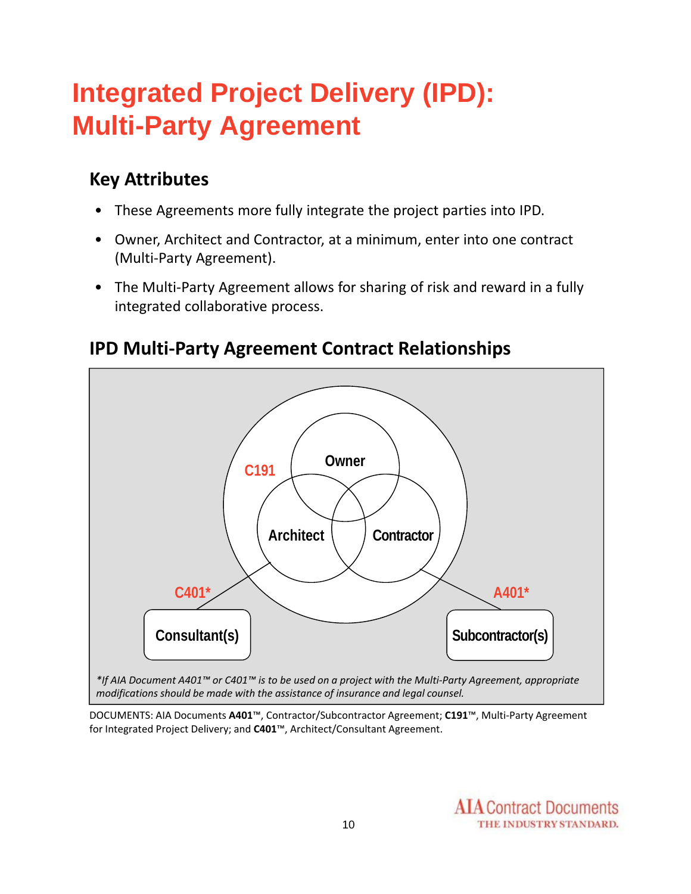# Integrated Project Delivery (IPD): Multi-Party Agreement

## Key Attributes

- These Agreements more fully integrate the project parties into IPD.
- Owner, Architect and Contractor, at a minimum, enter into one contract (Multi-Party Agreement).
- The Multi-Party Agreement allows for sharing of risk and reward in a fully integrated collaborative process.

## IPD Multi-Party Agreement Contract Relationships

C191

Owner

Architect

Contractor

C401*

A401*

Consultant(s)

Subcontractor(s)

*\*If AIA Document A401™ or C401™ is to be used on a project with the Multi-Party Agreement, appropriate modifications should be made with the assistance of insurance and legal counsel.*

DOCUMENTS: AIA Documents **A401**™, Contractor/Subcontractor Agreement; **C191**™, Multi-Party Agreement for Integrated Project Delivery; and **C401**™, Architect/Consultant Agreement.

AIA Contract Documents
THE INDUSTRY STANDARD.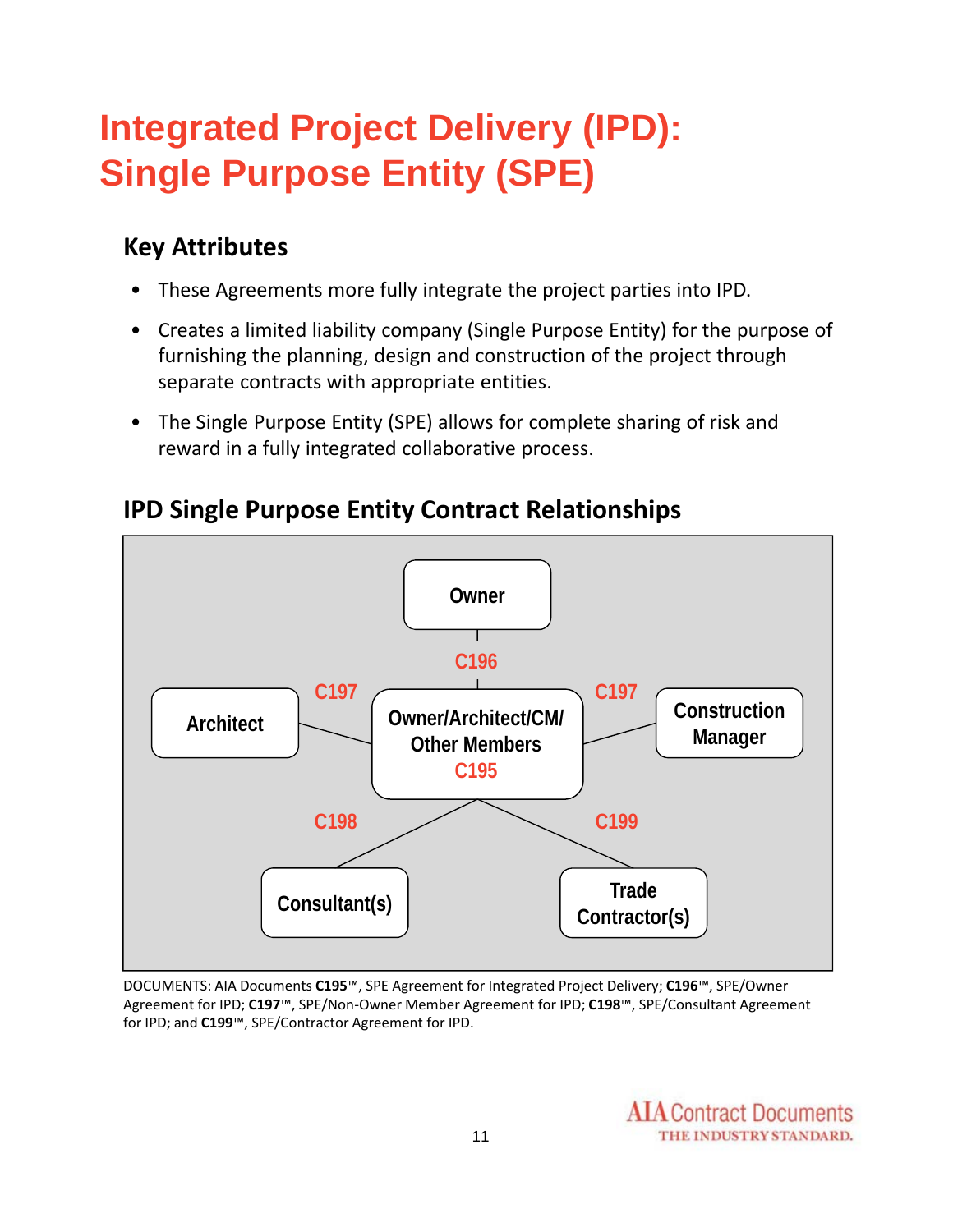# Integrated Project Delivery (IPD): Single Purpose Entity (SPE)

## Key Attributes

- These Agreements more fully integrate the project parties into IPD.
- Creates a limited liability company (Single Purpose Entity) for the purpose of furnishing the planning, design and construction of the project through separate contracts with appropriate entities.
- The Single Purpose Entity (SPE) allows for complete sharing of risk and reward in a fully integrated collaborative process.

## IPD Single Purpose Entity Contract Relationships

Owner

C196

Architect

C197

Owner/Architect/CM/ Other Members C195

C197

Construction Manager

C198

C199

Consultant(s)

Trade Contractor(s)

DOCUMENTS: AIA Documents **C195**™, SPE Agreement for Integrated Project Delivery; **C196**™, SPE/Owner Agreement for IPD; **C197**™, SPE/Non-Owner Member Agreement for IPD; **C198**™, SPE/Consultant Agreement for IPD; and **C199**™, SPE/Contractor Agreement for IPD.